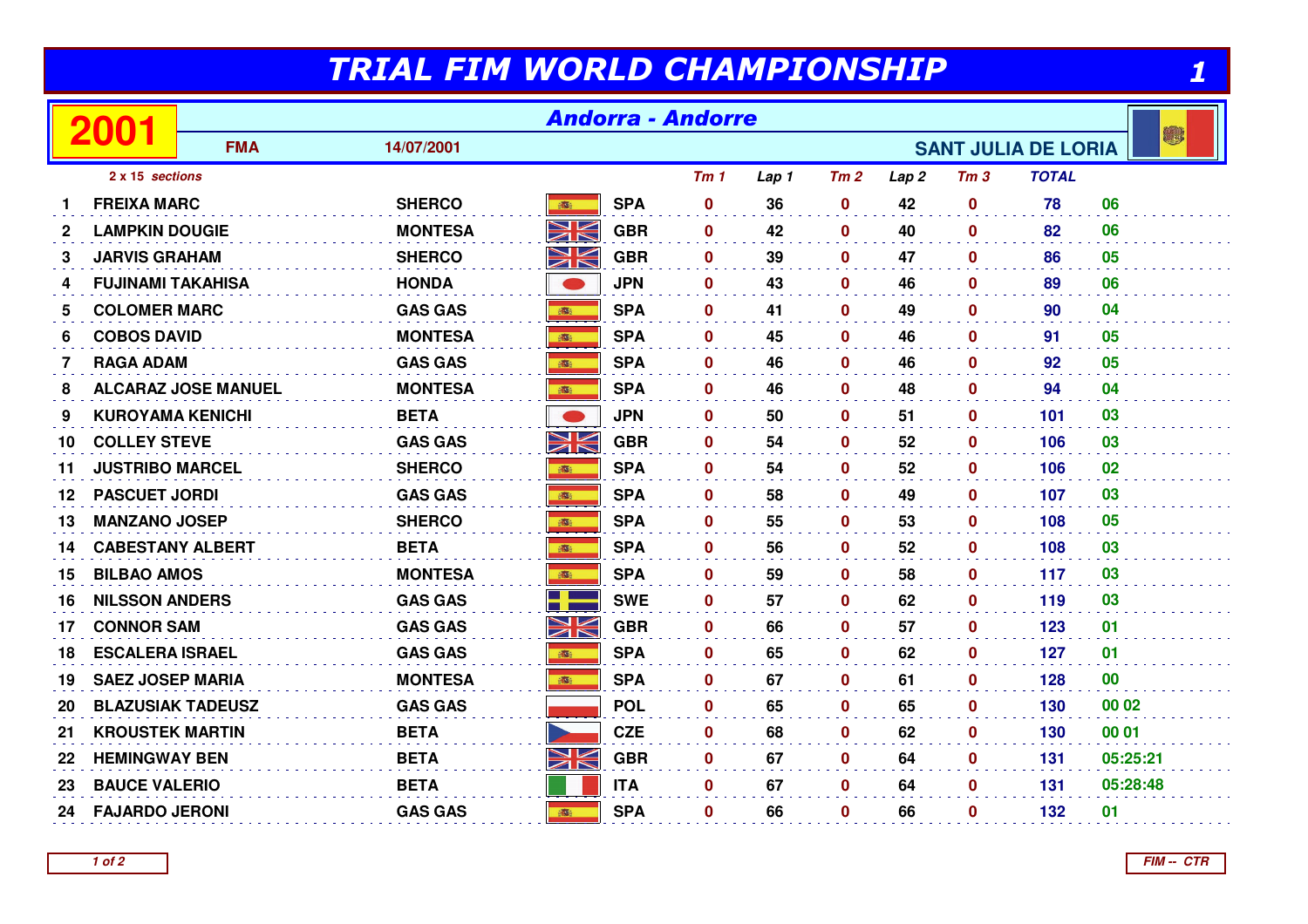# TRIAL FIM WORLD CHAMPIONSHIP

## 2001 — Andorra - Andorre

FMA 14/07/2001 SANT JULIA DE LORIA

*2 x 15 sections*

| | Rider | Make | Nat | Tm 1 | Lap 1 | Tm 2 | Lap 2 | Tm 3 | TOTAL | |
|---|---|---|---|---|---|---|---|---|---|---|
| 1 | FREIXA MARC | SHERCO | SPA | 0 | 36 | 0 | 42 | 0 | 78 | 06 |
| 2 | LAMPKIN DOUGIE | MONTESA | GBR | 0 | 42 | 0 | 40 | 0 | 82 | 06 |
| 3 | JARVIS GRAHAM | SHERCO | GBR | 0 | 39 | 0 | 47 | 0 | 86 | 05 |
| 4 | FUJINAMI TAKAHISA | HONDA | JPN | 0 | 43 | 0 | 46 | 0 | 89 | 06 |
| 5 | COLOMER MARC | GAS GAS | SPA | 0 | 41 | 0 | 49 | 0 | 90 | 04 |
| 6 | COBOS DAVID | MONTESA | SPA | 0 | 45 | 0 | 46 | 0 | 91 | 05 |
| 7 | RAGA ADAM | GAS GAS | SPA | 0 | 46 | 0 | 46 | 0 | 92 | 05 |
| 8 | ALCARAZ JOSE MANUEL | MONTESA | SPA | 0 | 46 | 0 | 48 | 0 | 94 | 04 |
| 9 | KUROYAMA KENICHI | BETA | JPN | 0 | 50 | 0 | 51 | 0 | 101 | 03 |
| 10 | COLLEY STEVE | GAS GAS | GBR | 0 | 54 | 0 | 52 | 0 | 106 | 03 |
| 11 | JUSTRIBO MARCEL | SHERCO | SPA | 0 | 54 | 0 | 52 | 0 | 106 | 02 |
| 12 | PASCUET JORDI | GAS GAS | SPA | 0 | 58 | 0 | 49 | 0 | 107 | 03 |
| 13 | MANZANO JOSEP | SHERCO | SPA | 0 | 55 | 0 | 53 | 0 | 108 | 05 |
| 14 | CABESTANY ALBERT | BETA | SPA | 0 | 56 | 0 | 52 | 0 | 108 | 03 |
| 15 | BILBAO AMOS | MONTESA | SPA | 0 | 59 | 0 | 58 | 0 | 117 | 03 |
| 16 | NILSSON ANDERS | GAS GAS | SWE | 0 | 57 | 0 | 62 | 0 | 119 | 03 |
| 17 | CONNOR SAM | GAS GAS | GBR | 0 | 66 | 0 | 57 | 0 | 123 | 01 |
| 18 | ESCALERA ISRAEL | GAS GAS | SPA | 0 | 65 | 0 | 62 | 0 | 127 | 01 |
| 19 | SAEZ JOSEP MARIA | MONTESA | SPA | 0 | 67 | 0 | 61 | 0 | 128 | 00 |
| 20 | BLAZUSIAK TADEUSZ | GAS GAS | POL | 0 | 65 | 0 | 65 | 0 | 130 | 00 02 |
| 21 | KROUSTEK MARTIN | BETA | CZE | 0 | 68 | 0 | 62 | 0 | 130 | 00 01 |
| 22 | HEMINGWAY BEN | BETA | GBR | 0 | 67 | 0 | 64 | 0 | 131 | 05:25:21 |
| 23 | BAUCE VALERIO | BETA | ITA | 0 | 67 | 0 | 64 | 0 | 131 | 05:28:48 |
| 24 | FAJARDO JERONI | GAS GAS | SPA | 0 | 66 | 0 | 66 | 0 | 132 | 01 |

FIM -- CTR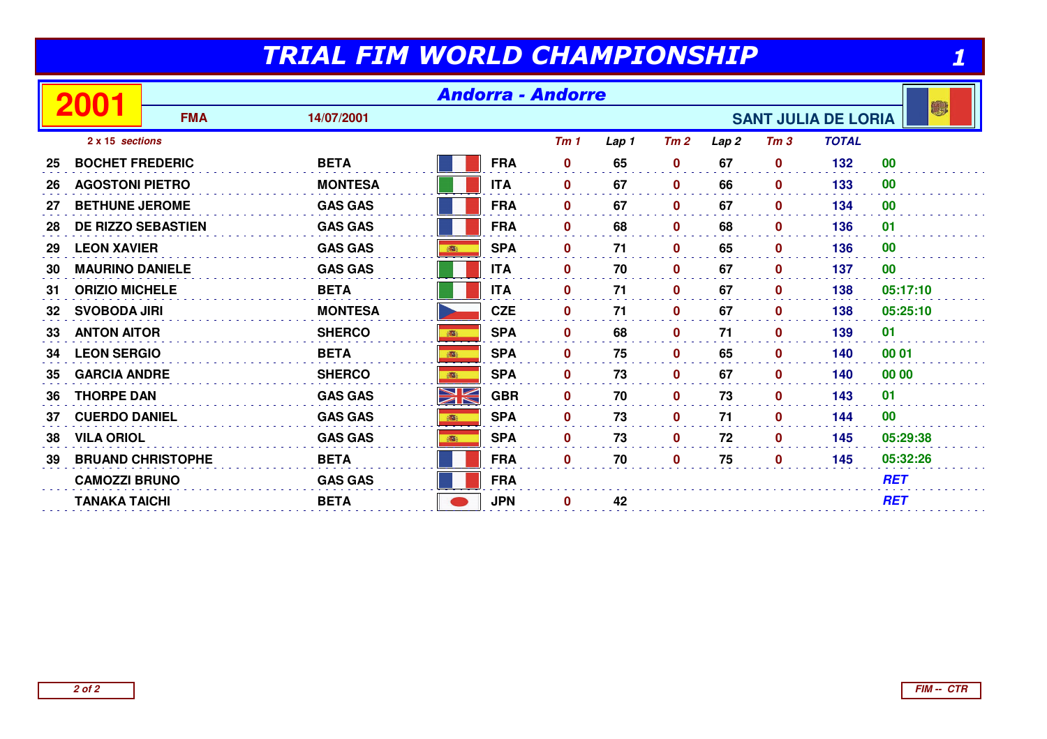# TRIAL FIM WORLD CHAMPIONSHIP

## 2001 — Andorra - Andorre

**FMA** 14/07/2001 **SANT JULIA DE LORIA**

| 2 x 15 sections | | | | | Tm 1 | Lap 1 | Tm 2 | Lap 2 | Tm 3 | TOTAL | |
|---|---|---|---|---|---|---|---|---|---|---|---|
| 25 | BOCHET FREDERIC | BETA | | FRA | 0 | 65 | 0 | 67 | 0 | 132 | 00 |
| 26 | AGOSTONI PIETRO | MONTESA | | ITA | 0 | 67 | 0 | 66 | 0 | 133 | 00 |
| 27 | BETHUNE JEROME | GAS GAS | | FRA | 0 | 67 | 0 | 67 | 0 | 134 | 00 |
| 28 | DE RIZZO SEBASTIEN | GAS GAS | | FRA | 0 | 68 | 0 | 68 | 0 | 136 | 01 |
| 29 | LEON XAVIER | GAS GAS | | SPA | 0 | 71 | 0 | 65 | 0 | 136 | 00 |
| 30 | MAURINO DANIELE | GAS GAS | | ITA | 0 | 70 | 0 | 67 | 0 | 137 | 00 |
| 31 | ORIZIO MICHELE | BETA | | ITA | 0 | 71 | 0 | 67 | 0 | 138 | 05:17:10 |
| 32 | SVOBODA JIRI | MONTESA | | CZE | 0 | 71 | 0 | 67 | 0 | 138 | 05:25:10 |
| 33 | ANTON AITOR | SHERCO | | SPA | 0 | 68 | 0 | 71 | 0 | 139 | 01 |
| 34 | LEON SERGIO | BETA | | SPA | 0 | 75 | 0 | 65 | 0 | 140 | 00 01 |
| 35 | GARCIA ANDRE | SHERCO | | SPA | 0 | 73 | 0 | 67 | 0 | 140 | 00 00 |
| 36 | THORPE DAN | GAS GAS | | GBR | 0 | 70 | 0 | 73 | 0 | 143 | 01 |
| 37 | CUERDO DANIEL | GAS GAS | | SPA | 0 | 73 | 0 | 71 | 0 | 144 | 00 |
| 38 | VILA ORIOL | GAS GAS | | SPA | 0 | 73 | 0 | 72 | 0 | 145 | 05:29:38 |
| 39 | BRUAND CHRISTOPHE | BETA | | FRA | 0 | 70 | 0 | 75 | 0 | 145 | 05:32:26 |
| | CAMOZZI BRUNO | GAS GAS | | FRA | | | | | | | RET |
| | TANAKA TAICHI | BETA | | JPN | 0 | 42 | | | | | RET |

FIM -- CTR